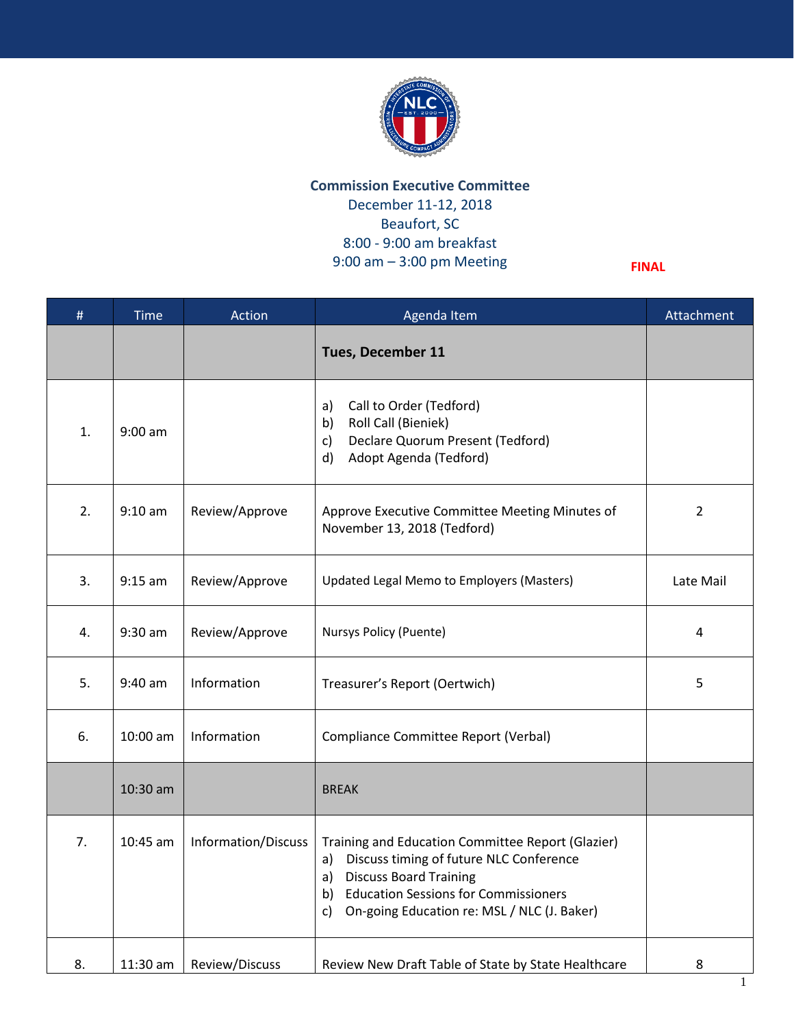**Commission Executive Committee**
December 11-12, 2018
Beaufort, SC
8:00 - 9:00 am breakfast
9:00 am – 3:00 pm Meeting

**FINAL**

| # | Time | Action | Agenda Item | Attachment |
|---|---|---|---|---|
| | | | **Tues, December 11** | |
| 1. | 9:00 am | | a) Call to Order (Tedford)<br>b) Roll Call (Bieniek)<br>c) Declare Quorum Present (Tedford)<br>d) Adopt Agenda (Tedford) | |
| 2. | 9:10 am | Review/Approve | Approve Executive Committee Meeting Minutes of November 13, 2018 (Tedford) | 2 |
| 3. | 9:15 am | Review/Approve | Updated Legal Memo to Employers (Masters) | Late Mail |
| 4. | 9:30 am | Review/Approve | Nursys Policy (Puente) | 4 |
| 5. | 9:40 am | Information | Treasurer's Report (Oertwich) | 5 |
| 6. | 10:00 am | Information | Compliance Committee Report (Verbal) | |
| | 10:30 am | | BREAK | |
| 7. | 10:45 am | Information/Discuss | Training and Education Committee Report (Glazier)<br>a) Discuss timing of future NLC Conference<br>a) Discuss Board Training<br>b) Education Sessions for Commissioners<br>c) On-going Education re: MSL / NLC (J. Baker) | |
| 8. | 11:30 am | Review/Discuss | Review New Draft Table of State by State Healthcare | 8 |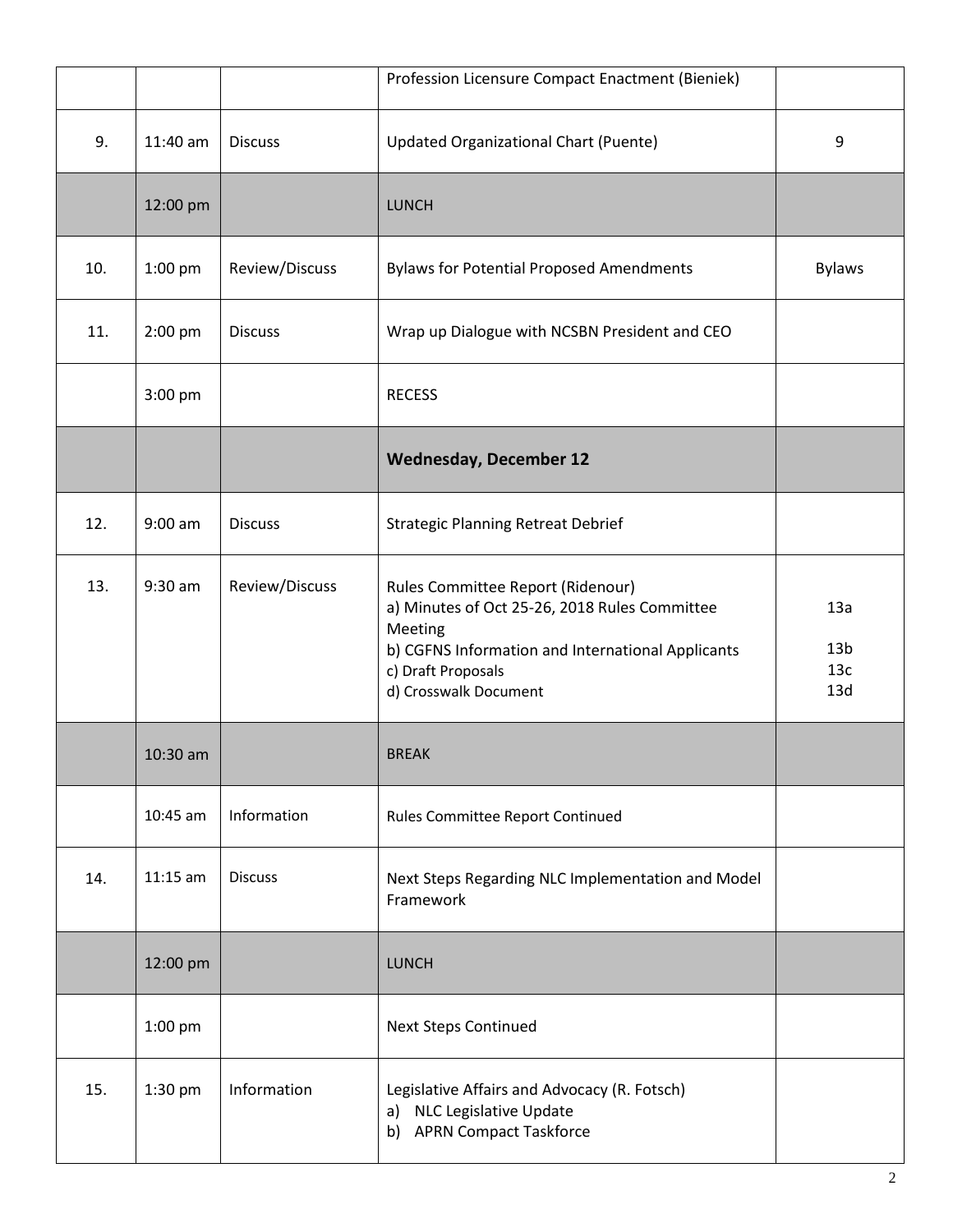| | | | | |
|---|---|---|---|---|
| | | | Profession Licensure Compact Enactment (Bieniek) | |
| 9. | 11:40 am | Discuss | Updated Organizational Chart (Puente) | 9 |
| | 12:00 pm | | LUNCH | |
| 10. | 1:00 pm | Review/Discuss | Bylaws for Potential Proposed Amendments | Bylaws |
| 11. | 2:00 pm | Discuss | Wrap up Dialogue with NCSBN President and CEO | |
| | 3:00 pm | | RECESS | |
| | | | **Wednesday, December 12** | |
| 12. | 9:00 am | Discuss | Strategic Planning Retreat Debrief | |
| 13. | 9:30 am | Review/Discuss | Rules Committee Report (Ridenour)<br>a) Minutes of Oct 25-26, 2018 Rules Committee Meeting<br>b) CGFNS Information and International Applicants<br>c) Draft Proposals<br>d) Crosswalk Document | 13a<br>13b<br>13c<br>13d |
| | 10:30 am | | BREAK | |
| | 10:45 am | Information | Rules Committee Report Continued | |
| 14. | 11:15 am | Discuss | Next Steps Regarding NLC Implementation and Model Framework | |
| | 12:00 pm | | LUNCH | |
| | 1:00 pm | | Next Steps Continued | |
| 15. | 1:30 pm | Information | Legislative Affairs and Advocacy (R. Fotsch)<br>a) NLC Legislative Update<br>b) APRN Compact Taskforce | |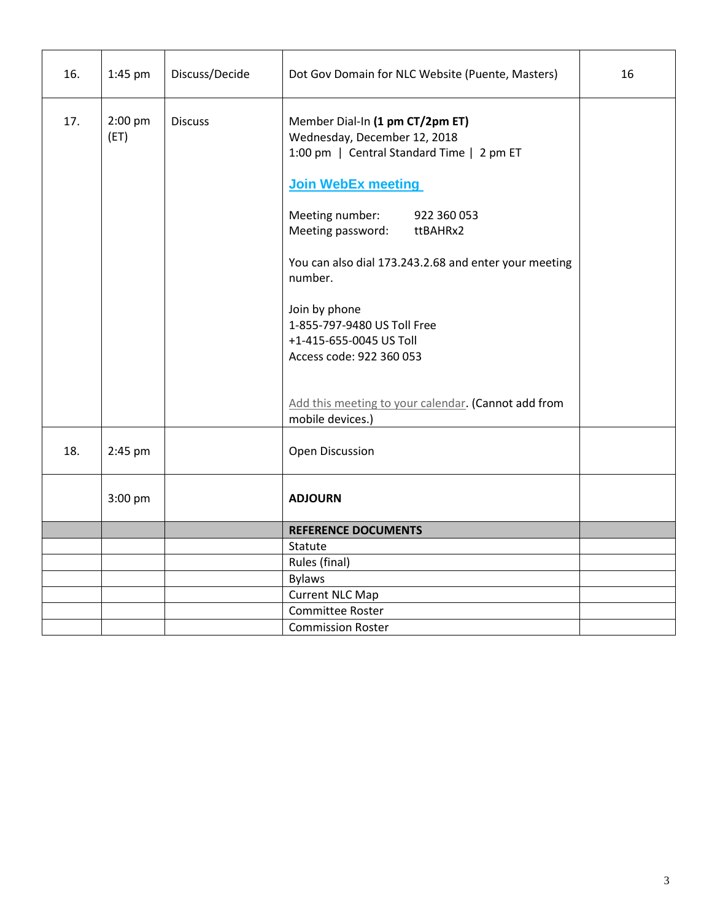| | | | | |
|---|---|---|---|---|
| 16. | 1:45 pm | Discuss/Decide | Dot Gov Domain for NLC Website (Puente, Masters) | 16 |
| 17. | 2:00 pm (ET) | Discuss | Member Dial-In **(1 pm CT/2pm ET)**<br>Wednesday, December 12, 2018<br>1:00 pm \| Central Standard Time \| 2 pm ET<br><br>**Join WebEx meeting**<br><br>Meeting number: 922 360 053<br>Meeting password: ttBAHRx2<br><br>You can also dial 173.243.2.68 and enter your meeting number.<br><br>Join by phone<br>1-855-797-9480 US Toll Free<br>+1-415-655-0045 US Toll<br>Access code: 922 360 053<br><br>Add this meeting to your calendar. (Cannot add from mobile devices.) | |
| 18. | 2:45 pm | | Open Discussion | |
| | 3:00 pm | | **ADJOURN** | |
| | | | **REFERENCE DOCUMENTS** | |
| | | | Statute | |
| | | | Rules (final) | |
| | | | Bylaws | |
| | | | Current NLC Map | |
| | | | Committee Roster | |
| | | | Commission Roster | |